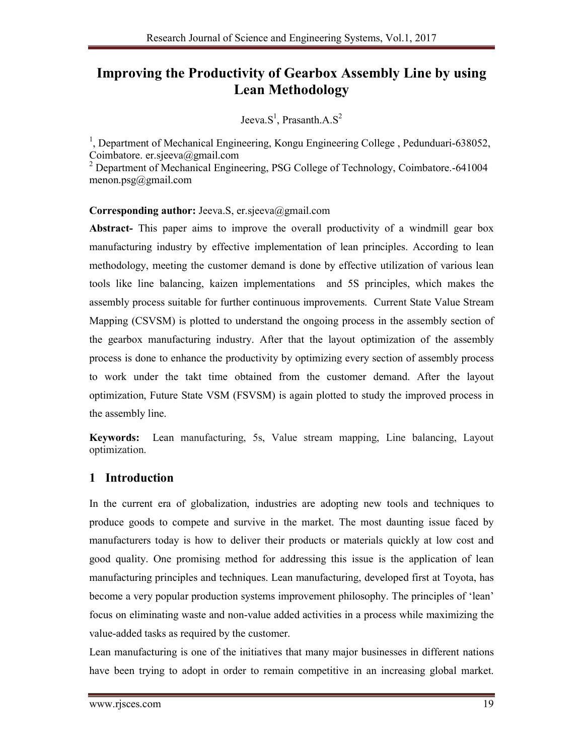# Improving the Productivity of Gearbox Assembly Line by using Lean Methodology

Jeeva.S[1], Prasanth.A.S[2]

[1], Department of Mechanical Engineering, Kongu Engineering College , Pedunduari-638052, Coimbatore. er.sjeeva@gmail.com

[2] Department of Mechanical Engineering, PSG College of Technology, Coimbatore.-641004 menon.psg@gmail.com

**Corresponding author:** Jeeva.S, er.sjeeva@gmail.com

**Abstract-** This paper aims to improve the overall productivity of a windmill gear box manufacturing industry by effective implementation of lean principles. According to lean methodology, meeting the customer demand is done by effective utilization of various lean tools like line balancing, kaizen implementations and 5S principles, which makes the assembly process suitable for further continuous improvements. Current State Value Stream Mapping (CSVSM) is plotted to understand the ongoing process in the assembly section of the gearbox manufacturing industry. After that the layout optimization of the assembly process is done to enhance the productivity by optimizing every section of assembly process to work under the takt time obtained from the customer demand. After the layout optimization, Future State VSM (FSVSM) is again plotted to study the improved process in the assembly line.

**Keywords:** Lean manufacturing, 5s, Value stream mapping, Line balancing, Layout optimization.

## 1 Introduction

In the current era of globalization, industries are adopting new tools and techniques to produce goods to compete and survive in the market. The most daunting issue faced by manufacturers today is how to deliver their products or materials quickly at low cost and good quality. One promising method for addressing this issue is the application of lean manufacturing principles and techniques. Lean manufacturing, developed first at Toyota, has become a very popular production systems improvement philosophy. The principles of 'lean' focus on eliminating waste and non-value added activities in a process while maximizing the value-added tasks as required by the customer.

Lean manufacturing is one of the initiatives that many major businesses in different nations have been trying to adopt in order to remain competitive in an increasing global market.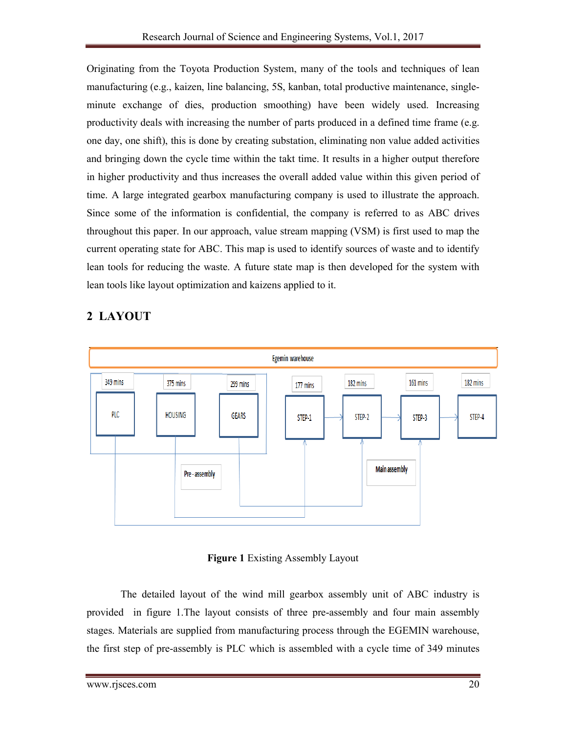Originating from the Toyota Production System, many of the tools and techniques of lean manufacturing (e.g., kaizen, line balancing, 5S, kanban, total productive maintenance, single-minute exchange of dies, production smoothing) have been widely used. Increasing productivity deals with increasing the number of parts produced in a defined time frame (e.g. one day, one shift), this is done by creating substation, eliminating non value added activities and bringing down the cycle time within the takt time. It results in a higher output therefore in higher productivity and thus increases the overall added value within this given period of time. A large integrated gearbox manufacturing company is used to illustrate the approach. Since some of the information is confidential, the company is referred to as ABC drives throughout this paper. In our approach, value stream mapping (VSM) is first used to map the current operating state for ABC. This map is used to identify sources of waste and to identify lean tools for reducing the waste. A future state map is then developed for the system with lean tools like layout optimization and kaizens applied to it.

## 2 LAYOUT

Egemin warehouse

349 mins PLC | 375 mins HOUSING | 299 mins GEARS | Pre - assembly

177 mins STEP-1 → 182 mins STEP-2 → 161 mins STEP-3 → 182 mins STEP-4 | Main assembly

**Figure 1** Existing Assembly Layout

The detailed layout of the wind mill gearbox assembly unit of ABC industry is provided in figure 1.The layout consists of three pre-assembly and four main assembly stages. Materials are supplied from manufacturing process through the EGEMIN warehouse, the first step of pre-assembly is PLC which is assembled with a cycle time of 349 minutes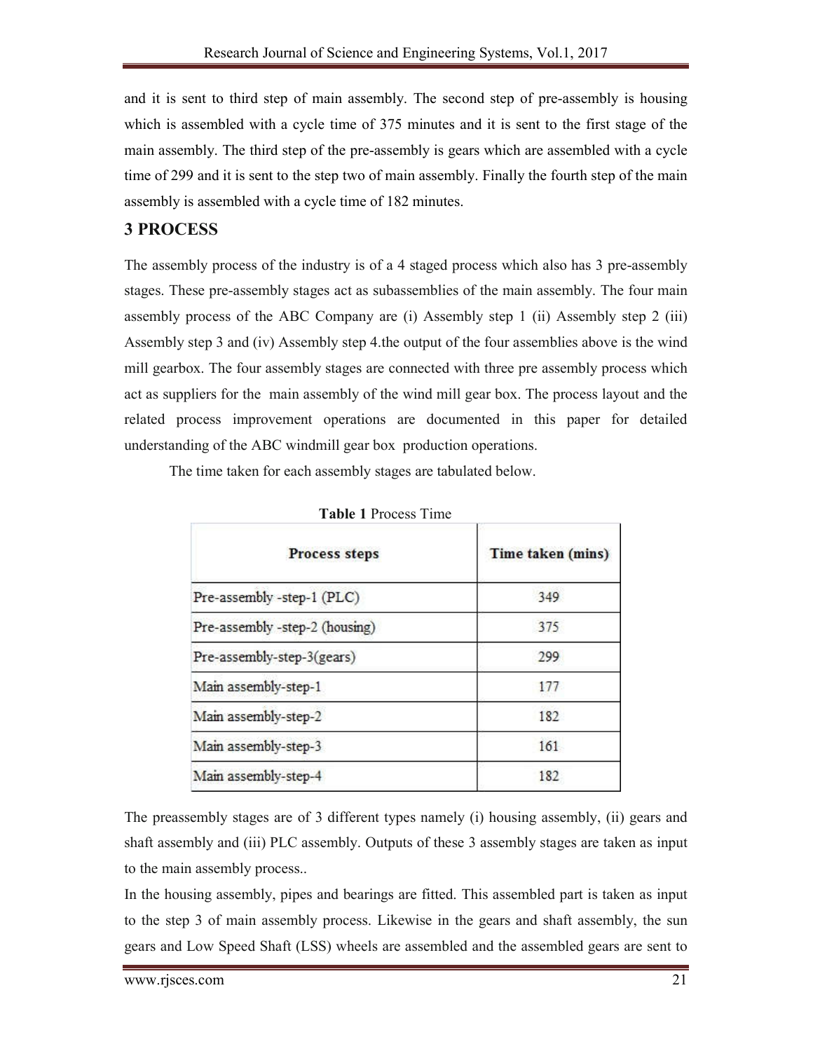and it is sent to third step of main assembly. The second step of pre-assembly is housing which is assembled with a cycle time of 375 minutes and it is sent to the first stage of the main assembly. The third step of the pre-assembly is gears which are assembled with a cycle time of 299 and it is sent to the step two of main assembly. Finally the fourth step of the main assembly is assembled with a cycle time of 182 minutes.

## 3 PROCESS

The assembly process of the industry is of a 4 staged process which also has 3 pre-assembly stages. These pre-assembly stages act as subassemblies of the main assembly. The four main assembly process of the ABC Company are (i) Assembly step 1 (ii) Assembly step 2 (iii) Assembly step 3 and (iv) Assembly step 4.the output of the four assemblies above is the wind mill gearbox. The four assembly stages are connected with three pre assembly process which act as suppliers for the main assembly of the wind mill gear box. The process layout and the related process improvement operations are documented in this paper for detailed understanding of the ABC windmill gear box production operations.

The time taken for each assembly stages are tabulated below.

**Table 1** Process Time

| Process steps | Time taken (mins) |
|---|---|
| Pre-assembly -step-1 (PLC) | 349 |
| Pre-assembly -step-2 (housing) | 375 |
| Pre-assembly-step-3(gears) | 299 |
| Main assembly-step-1 | 177 |
| Main assembly-step-2 | 182 |
| Main assembly-step-3 | 161 |
| Main assembly-step-4 | 182 |

The preassembly stages are of 3 different types namely (i) housing assembly, (ii) gears and shaft assembly and (iii) PLC assembly. Outputs of these 3 assembly stages are taken as input to the main assembly process..

In the housing assembly, pipes and bearings are fitted. This assembled part is taken as input to the step 3 of main assembly process. Likewise in the gears and shaft assembly, the sun gears and Low Speed Shaft (LSS) wheels are assembled and the assembled gears are sent to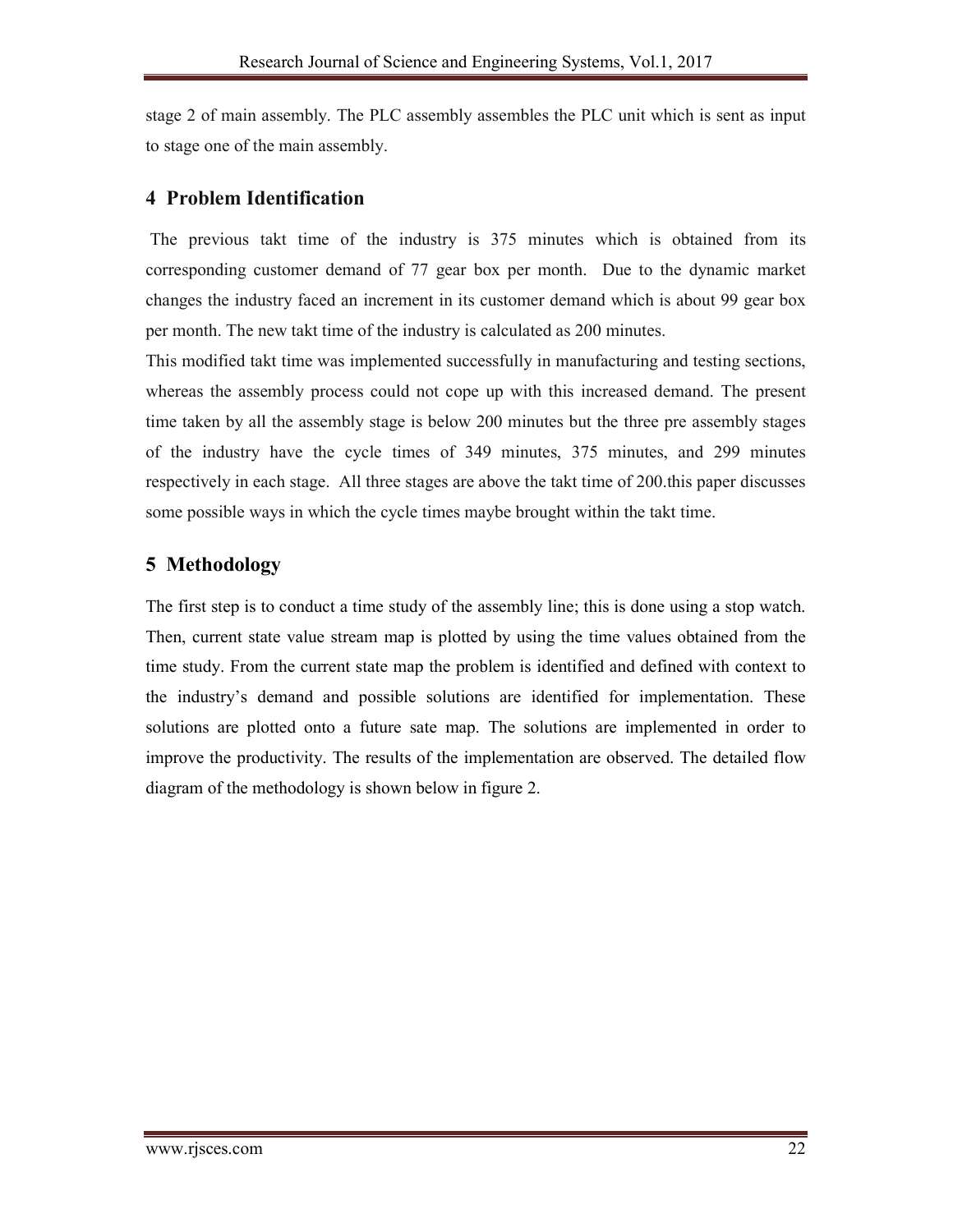stage 2 of main assembly. The PLC assembly assembles the PLC unit which is sent as input to stage one of the main assembly.

## 4 Problem Identification

The previous takt time of the industry is 375 minutes which is obtained from its corresponding customer demand of 77 gear box per month. Due to the dynamic market changes the industry faced an increment in its customer demand which is about 99 gear box per month. The new takt time of the industry is calculated as 200 minutes.

This modified takt time was implemented successfully in manufacturing and testing sections, whereas the assembly process could not cope up with this increased demand. The present time taken by all the assembly stage is below 200 minutes but the three pre assembly stages of the industry have the cycle times of 349 minutes, 375 minutes, and 299 minutes respectively in each stage. All three stages are above the takt time of 200.this paper discusses some possible ways in which the cycle times maybe brought within the takt time.

## 5 Methodology

The first step is to conduct a time study of the assembly line; this is done using a stop watch. Then, current state value stream map is plotted by using the time values obtained from the time study. From the current state map the problem is identified and defined with context to the industry's demand and possible solutions are identified for implementation. These solutions are plotted onto a future sate map. The solutions are implemented in order to improve the productivity. The results of the implementation are observed. The detailed flow diagram of the methodology is shown below in figure 2.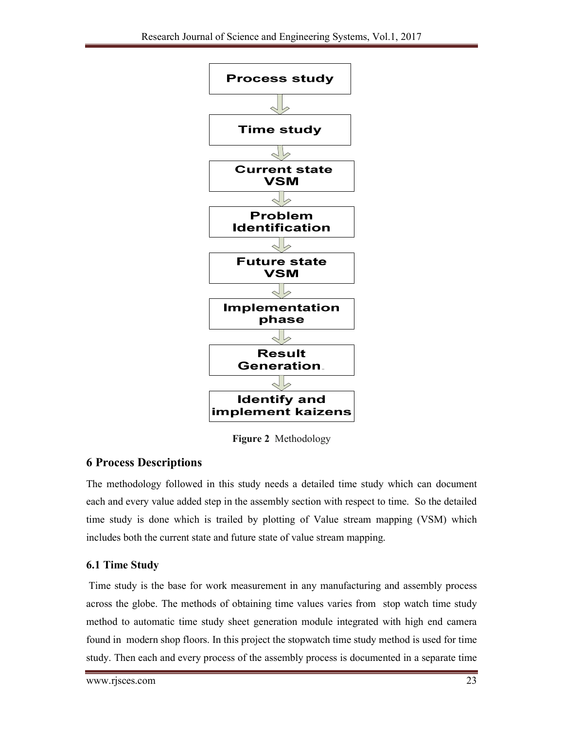Process study

↓

Time study

↓

Current state VSM

↓

Problem Identification

↓

Future state VSM

↓

Implementation phase

↓

Result Generation

↓

Identify and implement kaizens

**Figure 2** Methodology

## 6 Process Descriptions

The methodology followed in this study needs a detailed time study which can document each and every value added step in the assembly section with respect to time. So the detailed time study is done which is trailed by plotting of Value stream mapping (VSM) which includes both the current state and future state of value stream mapping.

### 6.1 Time Study

Time study is the base for work measurement in any manufacturing and assembly process across the globe. The methods of obtaining time values varies from stop watch time study method to automatic time study sheet generation module integrated with high end camera found in modern shop floors. In this project the stopwatch time study method is used for time study. Then each and every process of the assembly process is documented in a separate time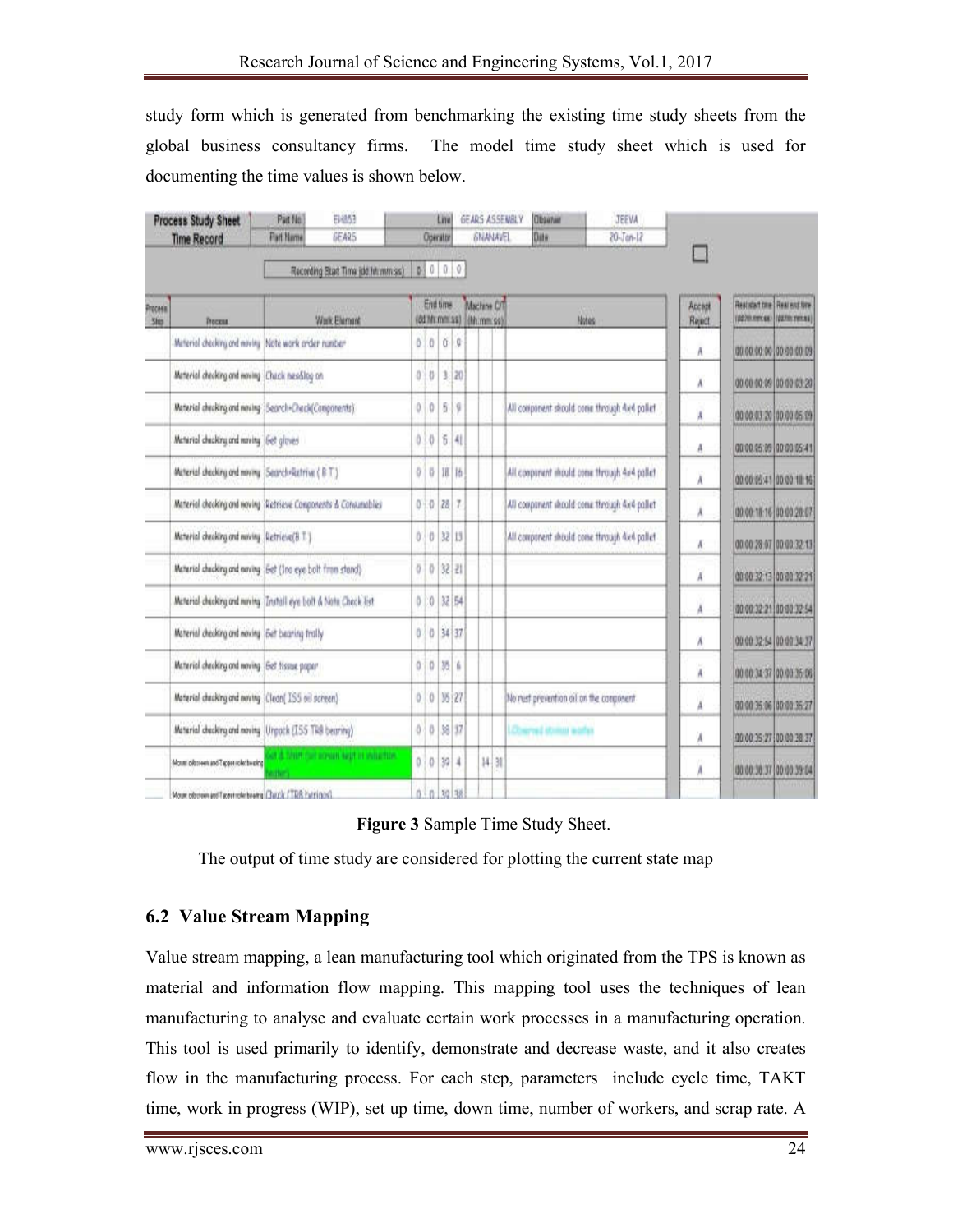study form which is generated from benchmarking the existing time study sheets from the global business consultancy firms. The model time study sheet which is used for documenting the time values is shown below.

| Process Study Sheet Time Record | Part No | EH853 | Line | GEARS ASSEMBLY | Observer | JEEVA |
|---|---|---|---|---|---|---|
| | Part Name | GEARS | Operator | GNANAVEL | Date | 20-Jan-12 |

Recording Start Time (dd:hh:mm:ss) 0 0 0 0

| Process Step | Process | Work Element | End time (dd:hh:mm:ss) | Machine C/T (hh:mm:ss) | Notes | Accept Reject | Real start time (dd:hh:mm:ss) | Real end time (dd:hh:mm:ss) |
|---|---|---|---|---|---|---|---|---|
| | Material checking and moving | Note work order number | 0 0 0 9 | | | A | 00:00:00:00 | 00:00:00:09 |
| | Material checking and moving | Check nest&log on | 0 0 3 20 | | | A | 00:00:00:09 | 00:00:03:20 |
| | Material checking and moving | Search+Check(Components) | 0 0 5 9 | | All component should come through 4x4 pallet | A | 00:00:03:20 | 00:00:05:09 |
| | Material checking and moving | Get gloves | 0 0 5 41 | | | A | 00:00:05:09 | 00:00:05:41 |
| | Material checking and moving | Search+Retrive ( B T ) | 0 0 18 16 | | All component should come through 4x4 pallet | A | 00:00:05:41 | 00:00:18:16 |
| | Material checking and moving | Retrieve Components & Consumables | 0 0 28 7 | | All component should come through 4x4 pallet | A | 00:00:18:16 | 00:00:28:07 |
| | Material checking and moving | Retrieve(B T ) | 0 0 32 13 | | All component should come through 4x4 pallet | A | 00:00:28:07 | 00:00:32:13 |
| | Material checking and moving | Get (1no eye bolt from stand) | 0 0 32 21 | | | A | 00:00:32:13 | 00:00:32:21 |
| | Material checking and moving | Install eye bolt & Note Check list | 0 0 32 54 | | | A | 00:00:32:21 | 00:00:32:54 |
| | Material checking and moving | Get bearing trolly | 0 0 34 37 | | | A | 00:00:32:54 | 00:00:34:37 |
| | Material checking and moving | Get tissue paper | 0 0 35 6 | | | A | 00:00:34:37 | 00:00:35:06 |
| | Material checking and moving | Clean( ISS oil screen) | 0 0 35 27 | | No rust prevention oil on the component | A | 00:00:35:06 | 00:00:35:27 |
| | Material checking and moving | Unpack (ISS TRB bearing) | 0 0 38 37 | | Observed without washer | A | 00:00:35:27 | 00:00:38:37 |
| | Mount oilscreen and Taper roller bearing | Get & Start (oil screen kept in induction heater) | 0 0 39 4 | 14 31 | | A | 00:00:38:37 | 00:00:39:04 |
| | Mount oilscreen and Taper roller bearing | Check (TRB bearings) | 0 0 39 38 | | | | | |

**Figure 3** Sample Time Study Sheet.

The output of time study are considered for plotting the current state map

## 6.2 Value Stream Mapping

Value stream mapping, a lean manufacturing tool which originated from the TPS is known as material and information flow mapping. This mapping tool uses the techniques of lean manufacturing to analyse and evaluate certain work processes in a manufacturing operation. This tool is used primarily to identify, demonstrate and decrease waste, and it also creates flow in the manufacturing process. For each step, parameters include cycle time, TAKT time, work in progress (WIP), set up time, down time, number of workers, and scrap rate. A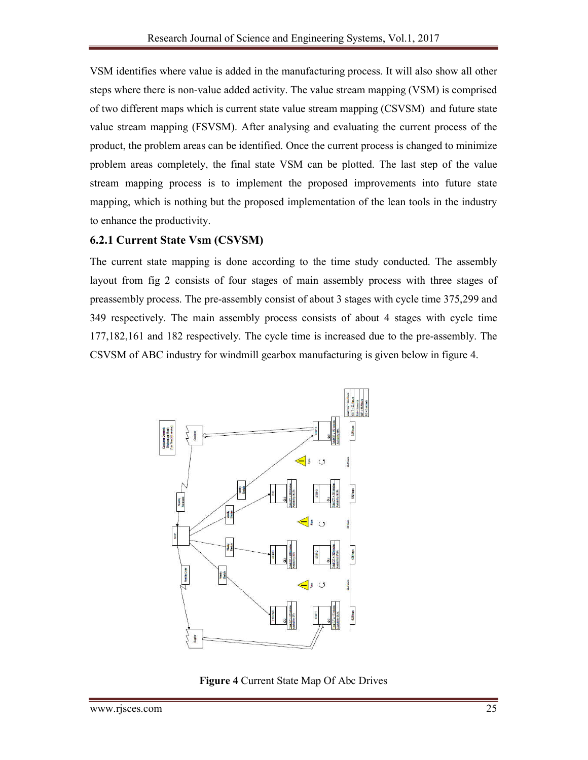VSM identifies where value is added in the manufacturing process. It will also show all other steps where there is non-value added activity. The value stream mapping (VSM) is comprised of two different maps which is current state value stream mapping (CSVSM) and future state value stream mapping (FSVSM). After analysing and evaluating the current process of the product, the problem areas can be identified. Once the current process is changed to minimize problem areas completely, the final state VSM can be plotted. The last step of the value stream mapping process is to implement the proposed improvements into future state mapping, which is nothing but the proposed implementation of the lean tools in the industry to enhance the productivity.

### 6.2.1 Current State Vsm (CSVSM)

The current state mapping is done according to the time study conducted. The assembly layout from fig 2 consists of four stages of main assembly process with three stages of preassembly process. The pre-assembly consist of about 3 stages with cycle time 375,299 and 349 respectively. The main assembly process consists of about 4 stages with cycle time 177,182,161 and 182 respectively. The cycle time is increased due to the pre-assembly. The CSVSM of ABC industry for windmill gearbox manufacturing is given below in figure 4.

**Figure 4** Current State Map Of Abc Drives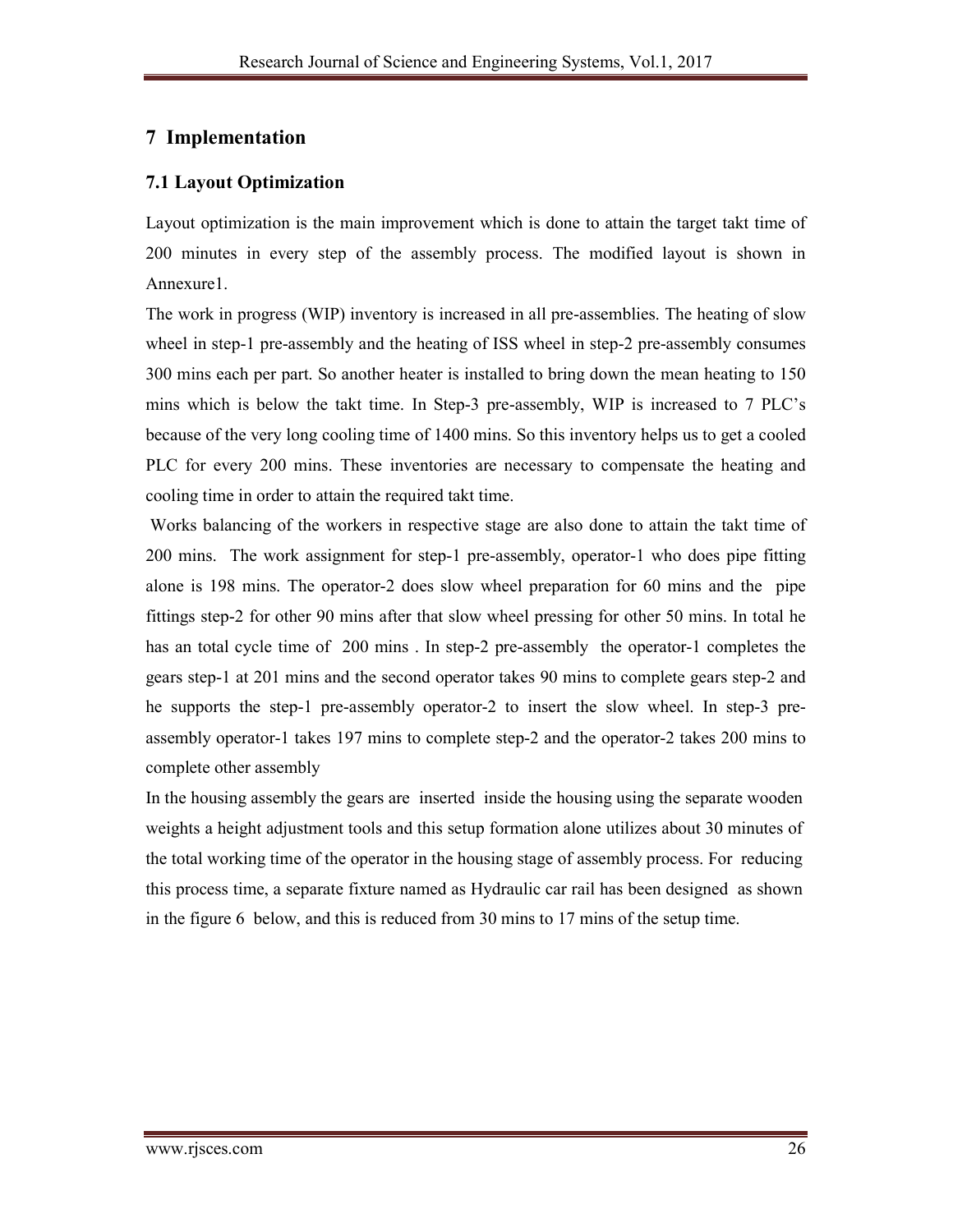## 7 Implementation

### 7.1 Layout Optimization

Layout optimization is the main improvement which is done to attain the target takt time of 200 minutes in every step of the assembly process. The modified layout is shown in Annexure1.

The work in progress (WIP) inventory is increased in all pre-assemblies. The heating of slow wheel in step-1 pre-assembly and the heating of ISS wheel in step-2 pre-assembly consumes 300 mins each per part. So another heater is installed to bring down the mean heating to 150 mins which is below the takt time. In Step-3 pre-assembly, WIP is increased to 7 PLC's because of the very long cooling time of 1400 mins. So this inventory helps us to get a cooled PLC for every 200 mins. These inventories are necessary to compensate the heating and cooling time in order to attain the required takt time.

Works balancing of the workers in respective stage are also done to attain the takt time of 200 mins. The work assignment for step-1 pre-assembly, operator-1 who does pipe fitting alone is 198 mins. The operator-2 does slow wheel preparation for 60 mins and the pipe fittings step-2 for other 90 mins after that slow wheel pressing for other 50 mins. In total he has an total cycle time of 200 mins . In step-2 pre-assembly the operator-1 completes the gears step-1 at 201 mins and the second operator takes 90 mins to complete gears step-2 and he supports the step-1 pre-assembly operator-2 to insert the slow wheel. In step-3 pre-assembly operator-1 takes 197 mins to complete step-2 and the operator-2 takes 200 mins to complete other assembly

In the housing assembly the gears are inserted inside the housing using the separate wooden weights a height adjustment tools and this setup formation alone utilizes about 30 minutes of the total working time of the operator in the housing stage of assembly process. For reducing this process time, a separate fixture named as Hydraulic car rail has been designed as shown in the figure 6 below, and this is reduced from 30 mins to 17 mins of the setup time.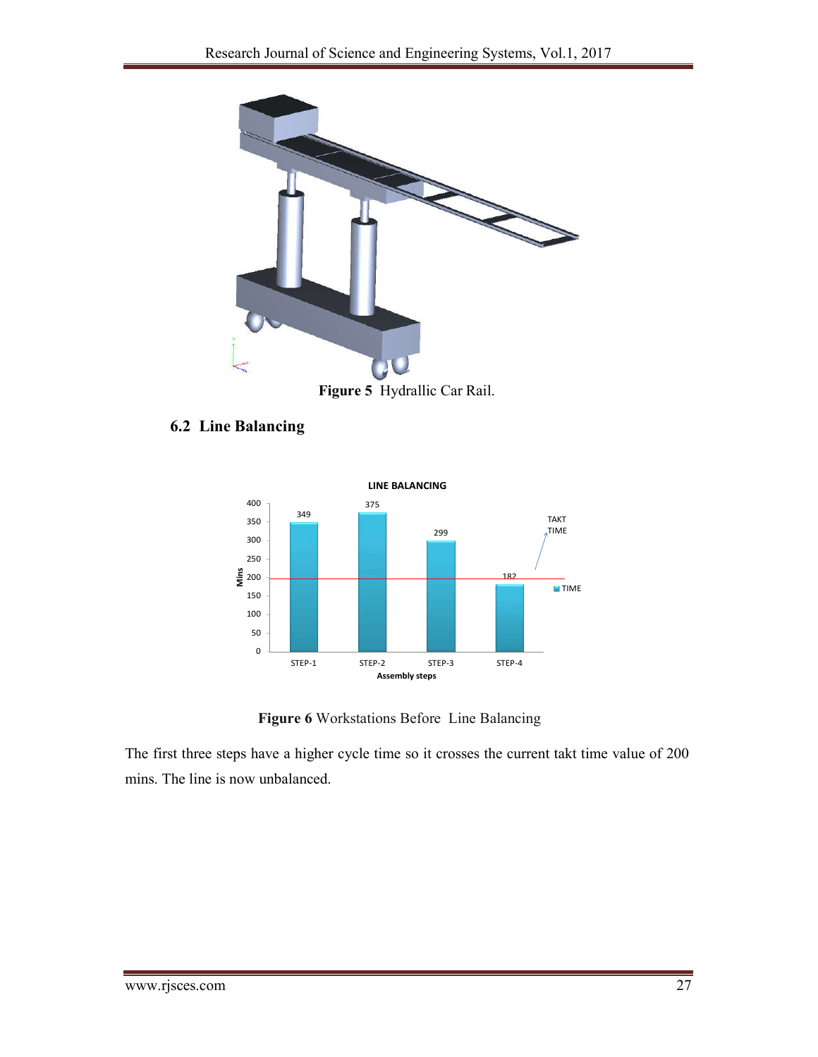Figure 5 Hydrallic Car Rail.

## 6.2 Line Balancing

Figure 6 Workstations Before Line Balancing

The first three steps have a higher cycle time so it crosses the current takt time value of 200 mins. The line is now unbalanced.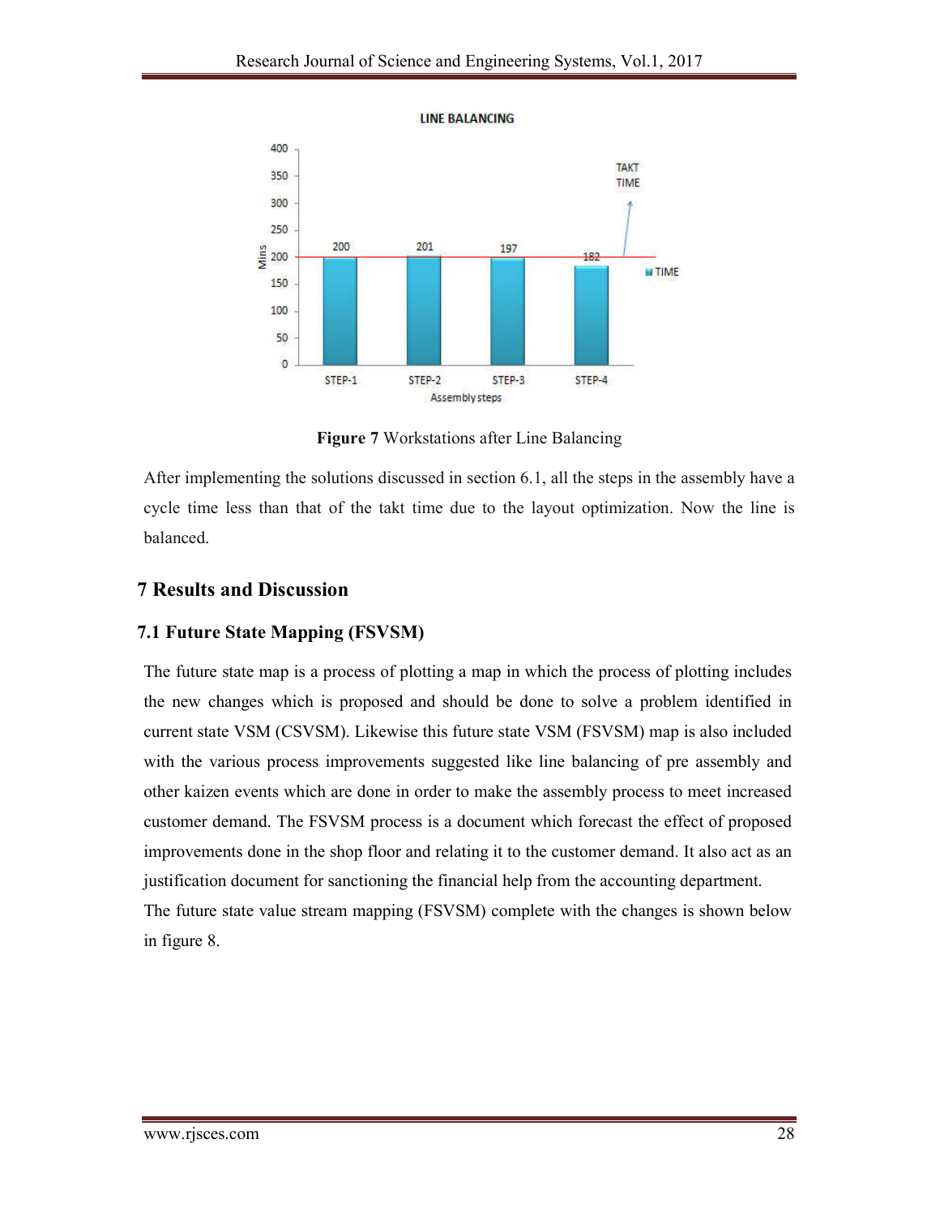LINE BALANCING

| Assembly steps | TIME (Mins) |
|---|---|
| STEP-1 | 200 |
| STEP-2 | 201 |
| STEP-3 | 197 |
| STEP-4 | 182 |

TAKT TIME

**Figure 7** Workstations after Line Balancing

After implementing the solutions discussed in section 6.1, all the steps in the assembly have a cycle time less than that of the takt time due to the layout optimization. Now the line is balanced.

## 7 Results and Discussion

### 7.1 Future State Mapping (FSVSM)

The future state map is a process of plotting a map in which the process of plotting includes the new changes which is proposed and should be done to solve a problem identified in current state VSM (CSVSM). Likewise this future state VSM (FSVSM) map is also included with the various process improvements suggested like line balancing of pre assembly and other kaizen events which are done in order to make the assembly process to meet increased customer demand. The FSVSM process is a document which forecast the effect of proposed improvements done in the shop floor and relating it to the customer demand. It also act as an justification document for sanctioning the financial help from the accounting department.

The future state value stream mapping (FSVSM) complete with the changes is shown below in figure 8.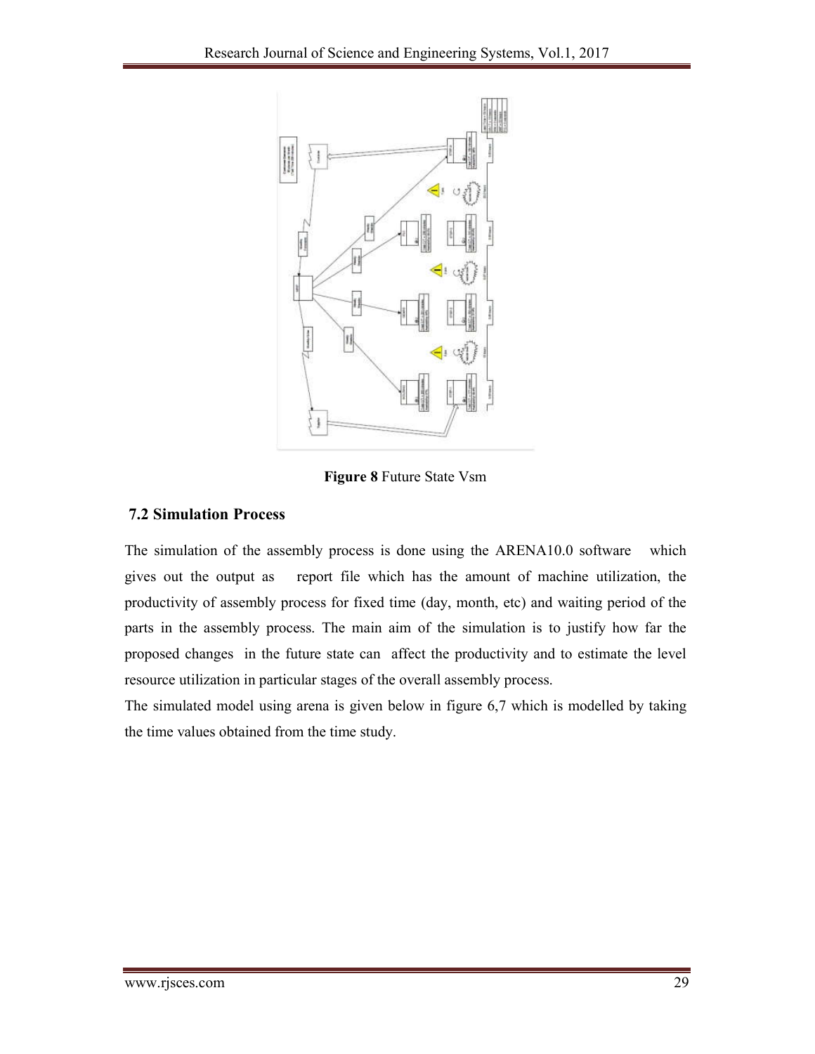Figure 8 Future State Vsm

### 7.2 Simulation Process

The simulation of the assembly process is done using the ARENA10.0 software which gives out the output as report file which has the amount of machine utilization, the productivity of assembly process for fixed time (day, month, etc) and waiting period of the parts in the assembly process. The main aim of the simulation is to justify how far the proposed changes in the future state can affect the productivity and to estimate the level resource utilization in particular stages of the overall assembly process.

The simulated model using arena is given below in figure 6,7 which is modelled by taking the time values obtained from the time study.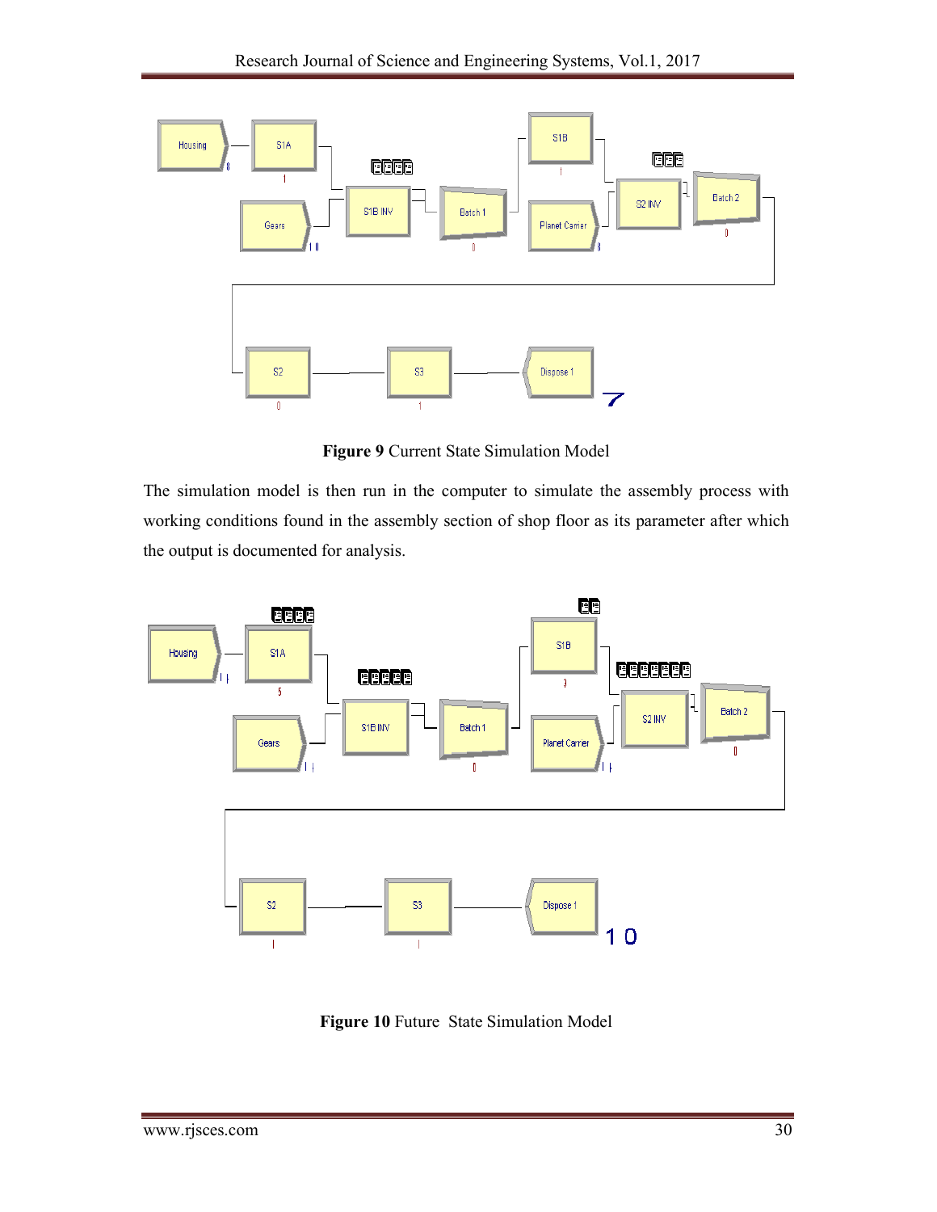**Figure 9** Current State Simulation Model

The simulation model is then run in the computer to simulate the assembly process with working conditions found in the assembly section of shop floor as its parameter after which the output is documented for analysis.

**Figure 10** Future State Simulation Model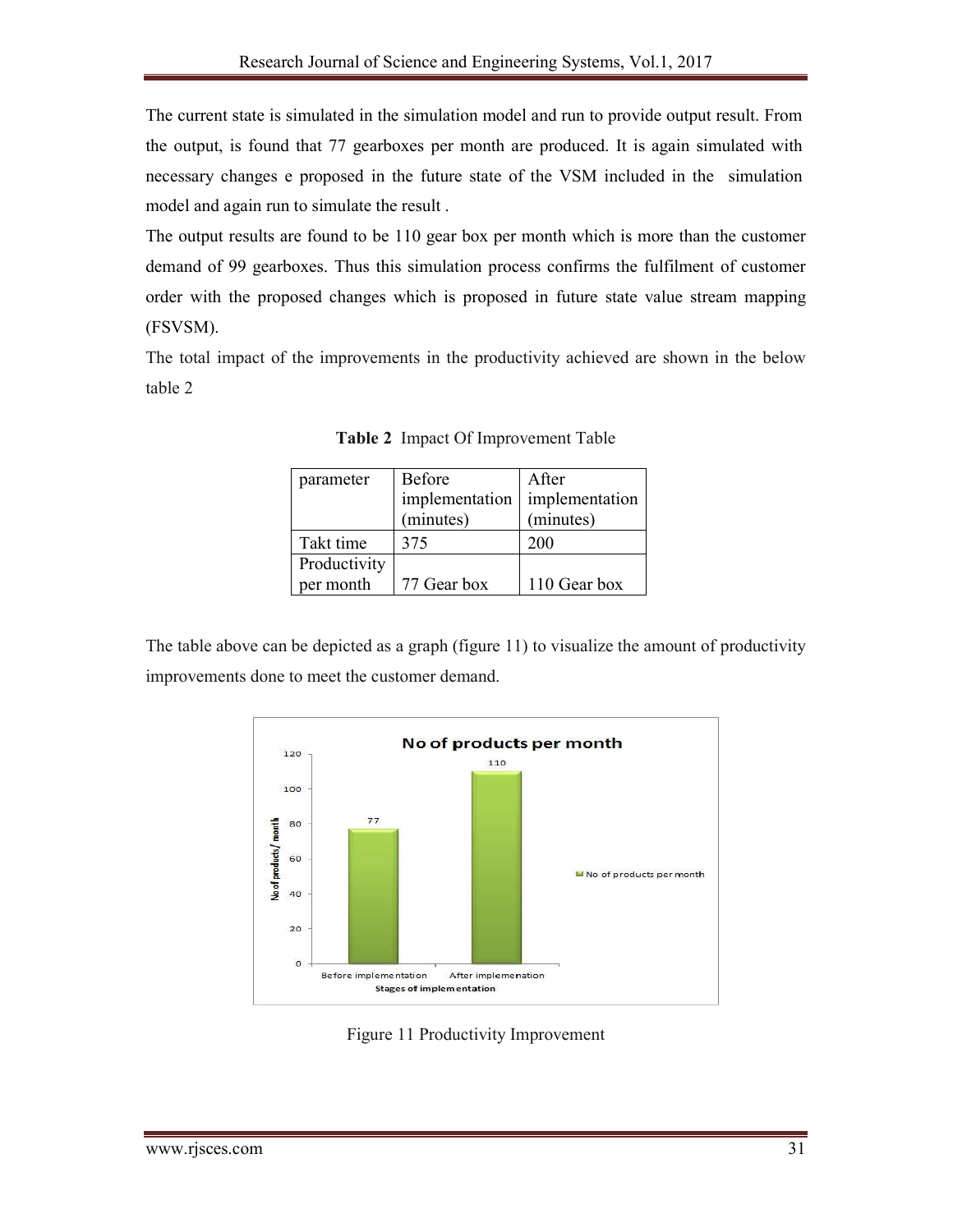The current state is simulated in the simulation model and run to provide output result. From the output, is found that 77 gearboxes per month are produced. It is again simulated with necessary changes e proposed in the future state of the VSM included in the simulation model and again run to simulate the result .

The output results are found to be 110 gear box per month which is more than the customer demand of 99 gearboxes. Thus this simulation process confirms the fulfilment of customer order with the proposed changes which is proposed in future state value stream mapping (FSVSM).

The total impact of the improvements in the productivity achieved are shown in the below table 2

**Table 2** Impact Of Improvement Table

| parameter | Before implementation (minutes) | After implementation (minutes) |
|---|---|---|
| Takt time | 375 | 200 |
| Productivity per month | 77 Gear box | 110 Gear box |

The table above can be depicted as a graph (figure 11) to visualize the amount of productivity improvements done to meet the customer demand.

Figure 11 Productivity Improvement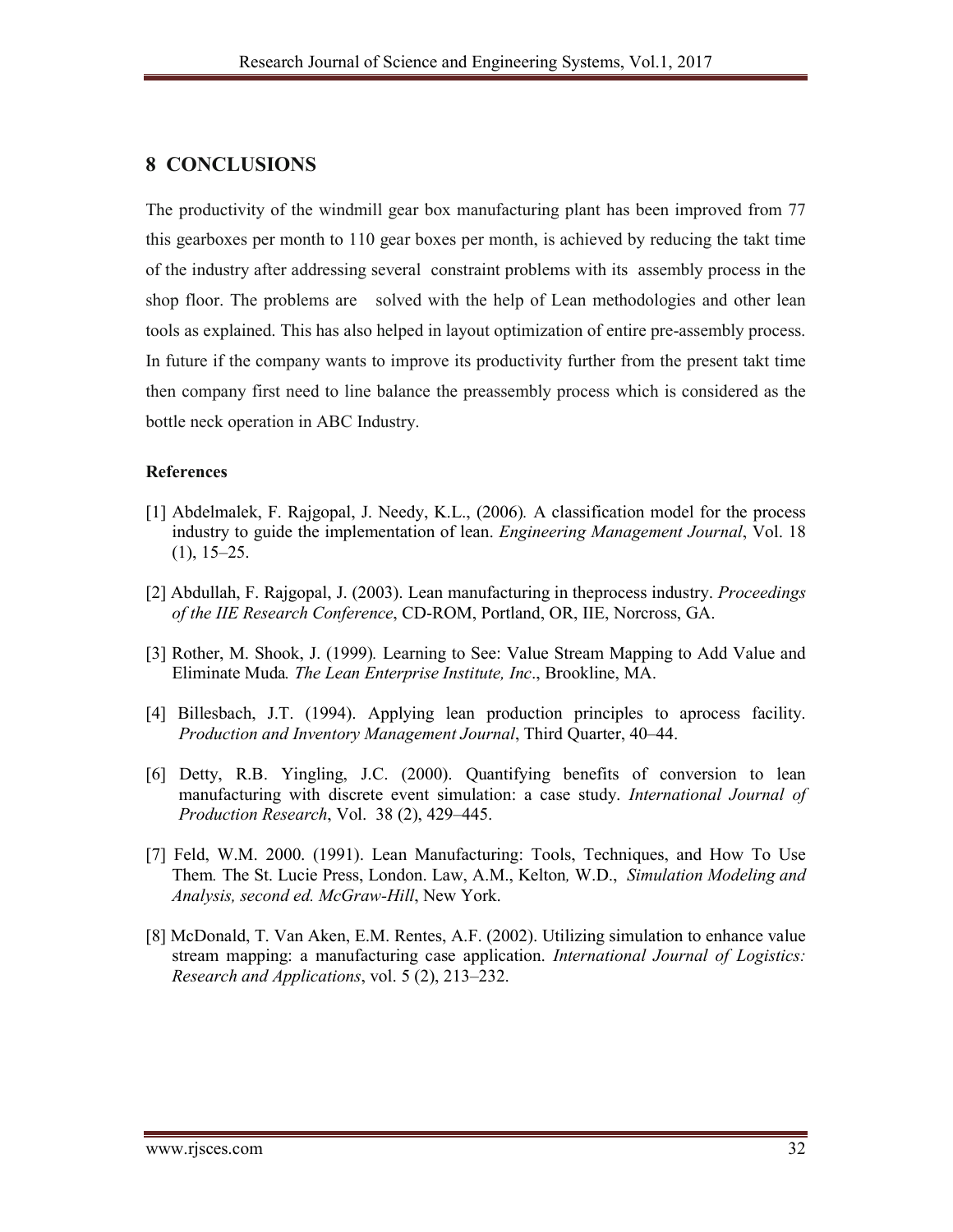## 8 CONCLUSIONS

The productivity of the windmill gear box manufacturing plant has been improved from 77 this gearboxes per month to 110 gear boxes per month, is achieved by reducing the takt time of the industry after addressing several constraint problems with its assembly process in the shop floor. The problems are solved with the help of Lean methodologies and other lean tools as explained. This has also helped in layout optimization of entire pre-assembly process. In future if the company wants to improve its productivity further from the present takt time then company first need to line balance the preassembly process which is considered as the bottle neck operation in ABC Industry.

**References**

[1] Abdelmalek, F. Rajgopal, J. Needy, K.L., (2006). A classification model for the process industry to guide the implementation of lean. *Engineering Management Journal*, Vol. 18 (1), 15–25.

[2] Abdullah, F. Rajgopal, J. (2003). Lean manufacturing in theprocess industry. *Proceedings of the IIE Research Conference*, CD-ROM, Portland, OR, IIE, Norcross, GA.

[3] Rother, M. Shook, J. (1999). Learning to See: Value Stream Mapping to Add Value and Eliminate Muda. *The Lean Enterprise Institute, Inc*., Brookline, MA.

[4] Billesbach, J.T. (1994). Applying lean production principles to aprocess facility. *Production and Inventory Management Journal*, Third Quarter, 40–44.

[6] Detty, R.B. Yingling, J.C. (2000). Quantifying benefits of conversion to lean manufacturing with discrete event simulation: a case study. *International Journal of Production Research*, Vol. 38 (2), 429–445.

[7] Feld, W.M. 2000. (1991). Lean Manufacturing: Tools, Techniques, and How To Use Them. The St. Lucie Press, London. Law, A.M., Kelton, W.D., *Simulation Modeling and Analysis, second ed. McGraw-Hill*, New York.

[8] McDonald, T. Van Aken, E.M. Rentes, A.F. (2002). Utilizing simulation to enhance value stream mapping: a manufacturing case application. *International Journal of Logistics: Research and Applications*, vol. 5 (2), 213–232.